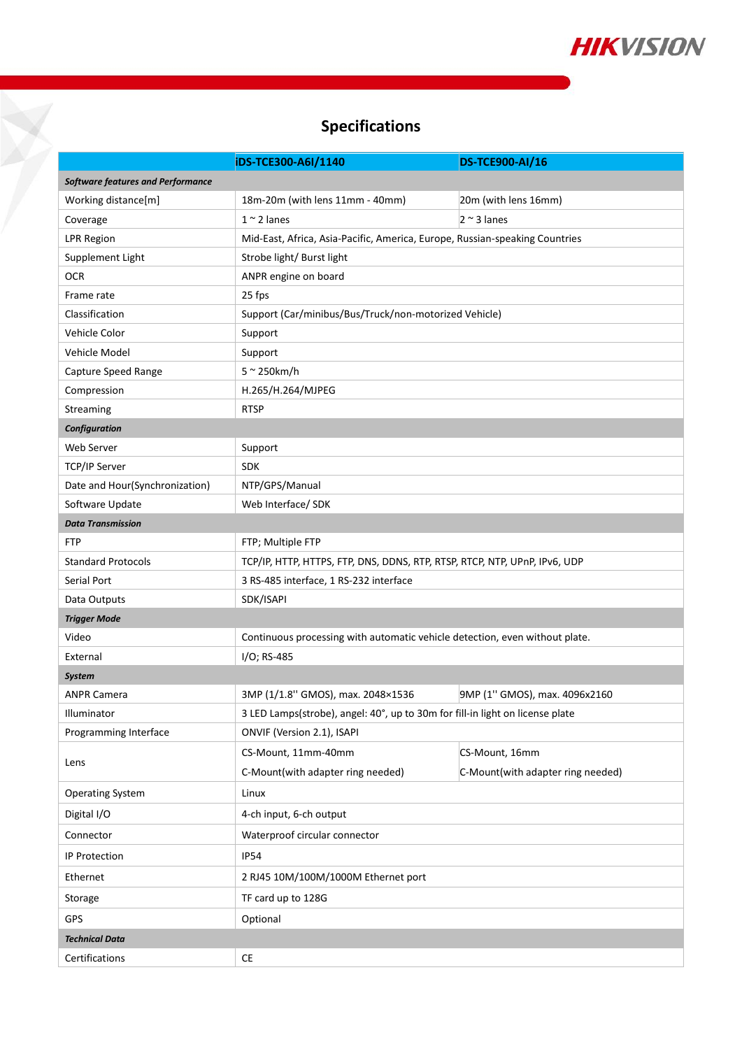# Specifications

| | iDS-TCE300-A6I/1140 | DS-TCE900-AI/16 |
|---|---|---|
| ***Software features and Performance*** | | |
| Working distance[m] | 18m-20m (with lens 11mm - 40mm) | 20m (with lens 16mm) |
| Coverage | 1 ~ 2 lanes | 2 ~ 3 lanes |
| LPR Region | Mid-East, Africa, Asia-Pacific, America, Europe, Russian-speaking Countries | |
| Supplement Light | Strobe light/ Burst light | |
| OCR | ANPR engine on board | |
| Frame rate | 25 fps | |
| Classification | Support (Car/minibus/Bus/Truck/non-motorized Vehicle) | |
| Vehicle Color | Support | |
| Vehicle Model | Support | |
| Capture Speed Range | 5 ~ 250km/h | |
| Compression | H.265/H.264/MJPEG | |
| Streaming | RTSP | |
| ***Configuration*** | | |
| Web Server | Support | |
| TCP/IP Server | SDK | |
| Date and Hour(Synchronization) | NTP/GPS/Manual | |
| Software Update | Web Interface/ SDK | |
| ***Data Transmission*** | | |
| FTP | FTP; Multiple FTP | |
| Standard Protocols | TCP/IP, HTTP, HTTPS, FTP, DNS, DDNS, RTP, RTSP, RTCP, NTP, UPnP, IPv6, UDP | |
| Serial Port | 3 RS-485 interface, 1 RS-232 interface | |
| Data Outputs | SDK/ISAPI | |
| ***Trigger Mode*** | | |
| Video | Continuous processing with automatic vehicle detection, even without plate. | |
| External | I/O; RS-485 | |
| ***System*** | | |
| ANPR Camera | 3MP (1/1.8'' GMOS), max. 2048×1536 | 9MP (1'' GMOS), max. 4096x2160 |
| Illuminator | 3 LED Lamps(strobe), angel: 40°, up to 30m for fill-in light on license plate | |
| Programming Interface | ONVIF (Version 2.1), ISAPI | |
| Lens | CS-Mount, 11mm-40mm<br>C-Mount(with adapter ring needed) | CS-Mount, 16mm<br>C-Mount(with adapter ring needed) |
| Operating System | Linux | |
| Digital I/O | 4-ch input, 6-ch output | |
| Connector | Waterproof circular connector | |
| IP Protection | IP54 | |
| Ethernet | 2 RJ45 10M/100M/1000M Ethernet port | |
| Storage | TF card up to 128G | |
| GPS | Optional | |
| ***Technical Data*** | | |
| Certifications | CE | |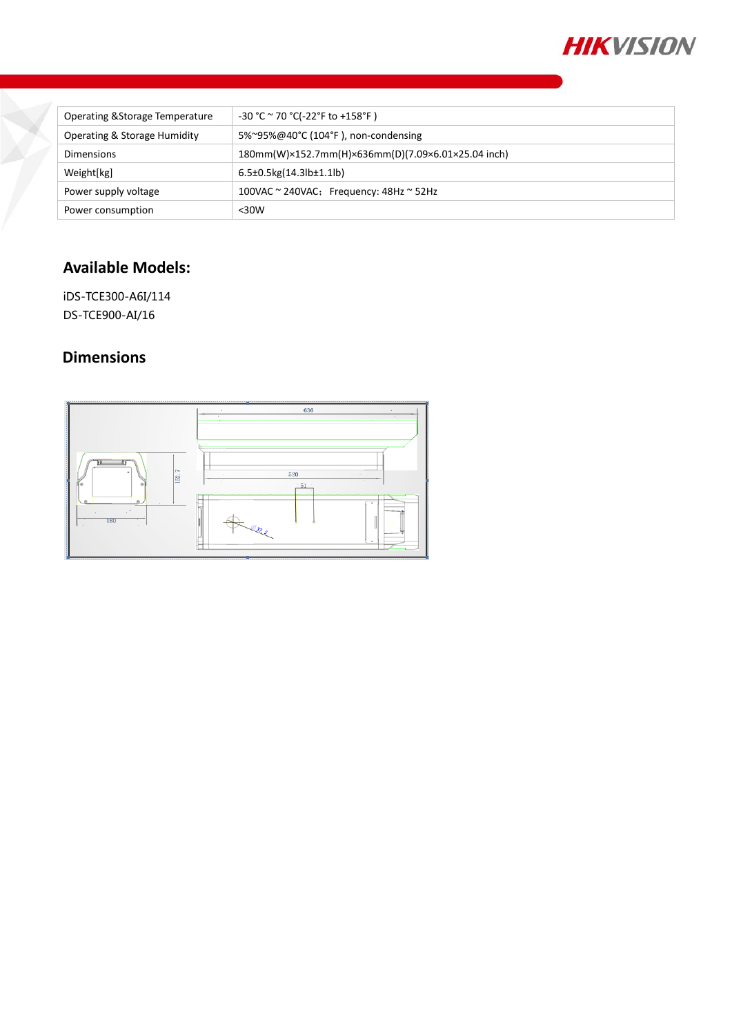| | |
|---|---|
| Operating &Storage Temperature | -30 °C ~ 70 °C(-22°F to +158°F ) |
| Operating & Storage Humidity | 5%~95%@40°C (104°F ), non-condensing |
| Dimensions | 180mm(W)×152.7mm(H)×636mm(D)(7.09×6.01×25.04 inch) |
| Weight[kg] | 6.5±0.5kg(14.3lb±1.1lb) |
| Power supply voltage | 100VAC ~ 240VAC； Frequency: 48Hz ~ 52Hz |
| Power consumption | <30W |

## Available Models:

iDS-TCE300-A6I/114
DS-TCE900-AI/16

## Dimensions

636
520
51
152.7
180
Ø32.5